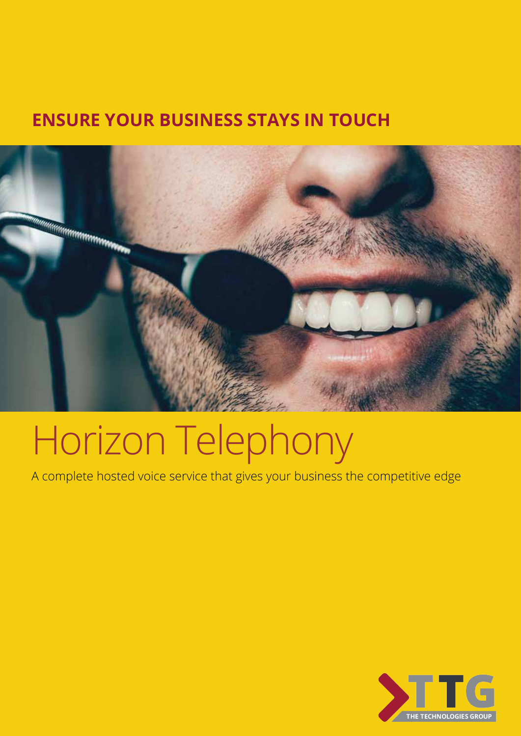**ENSURE YOUR BUSINESS STAYS IN TOUCH**

# Horizon Telephony

A complete hosted voice service that gives your business the competitive edge

THE TECHNOLOGIES GROUP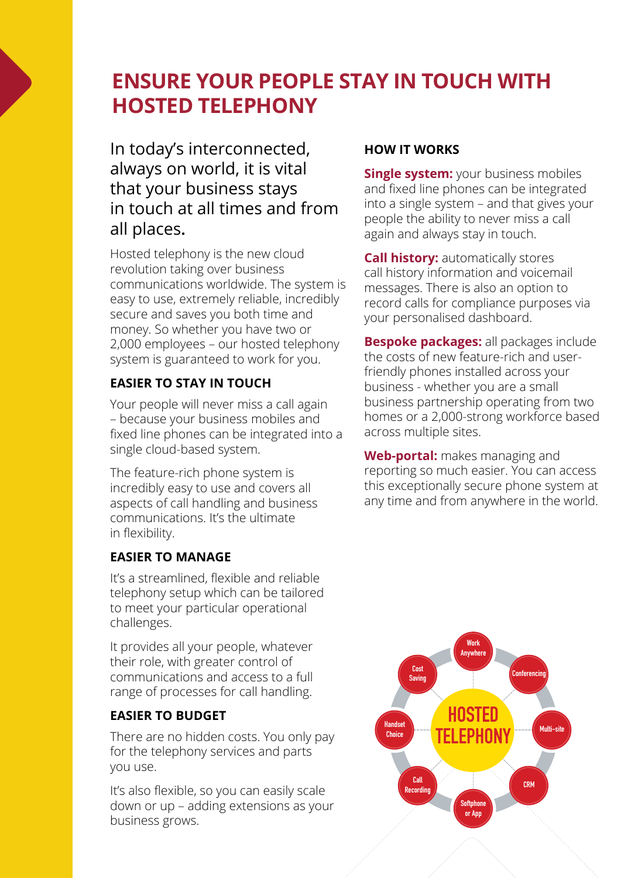# ENSURE YOUR PEOPLE STAY IN TOUCH WITH HOSTED TELEPHONY

In today's interconnected, always on world, it is vital that your business stays in touch at all times and from all places.

Hosted telephony is the new cloud revolution taking over business communications worldwide. The system is easy to use, extremely reliable, incredibly secure and saves you both time and money. So whether you have two or 2,000 employees – our hosted telephony system is guaranteed to work for you.

## EASIER TO STAY IN TOUCH

Your people will never miss a call again – because your business mobiles and fixed line phones can be integrated into a single cloud-based system.

The feature-rich phone system is incredibly easy to use and covers all aspects of call handling and business communications. It's the ultimate in flexibility.

## EASIER TO MANAGE

It's a streamlined, flexible and reliable telephony setup which can be tailored to meet your particular operational challenges.

It provides all your people, whatever their role, with greater control of communications and access to a full range of processes for call handling.

## EASIER TO BUDGET

There are no hidden costs. You only pay for the telephony services and parts you use.

It's also flexible, so you can easily scale down or up – adding extensions as your business grows.

## HOW IT WORKS

**Single system:** your business mobiles and fixed line phones can be integrated into a single system – and that gives your people the ability to never miss a call again and always stay in touch.

**Call history:** automatically stores call history information and voicemail messages. There is also an option to record calls for compliance purposes via your personalised dashboard.

**Bespoke packages:** all packages include the costs of new feature-rich and user-friendly phones installed across your business - whether you are a small business partnership operating from two homes or a 2,000-strong workforce based across multiple sites.

**Web-portal:** makes managing and reporting so much easier. You can access this exceptionally secure phone system at any time and from anywhere in the world.

HOSTED TELEPHONY

Work Anywhere
Conferencing
Multi-site
CRM
Softphone or App
Call Recording
Handset Choice
Cost Saving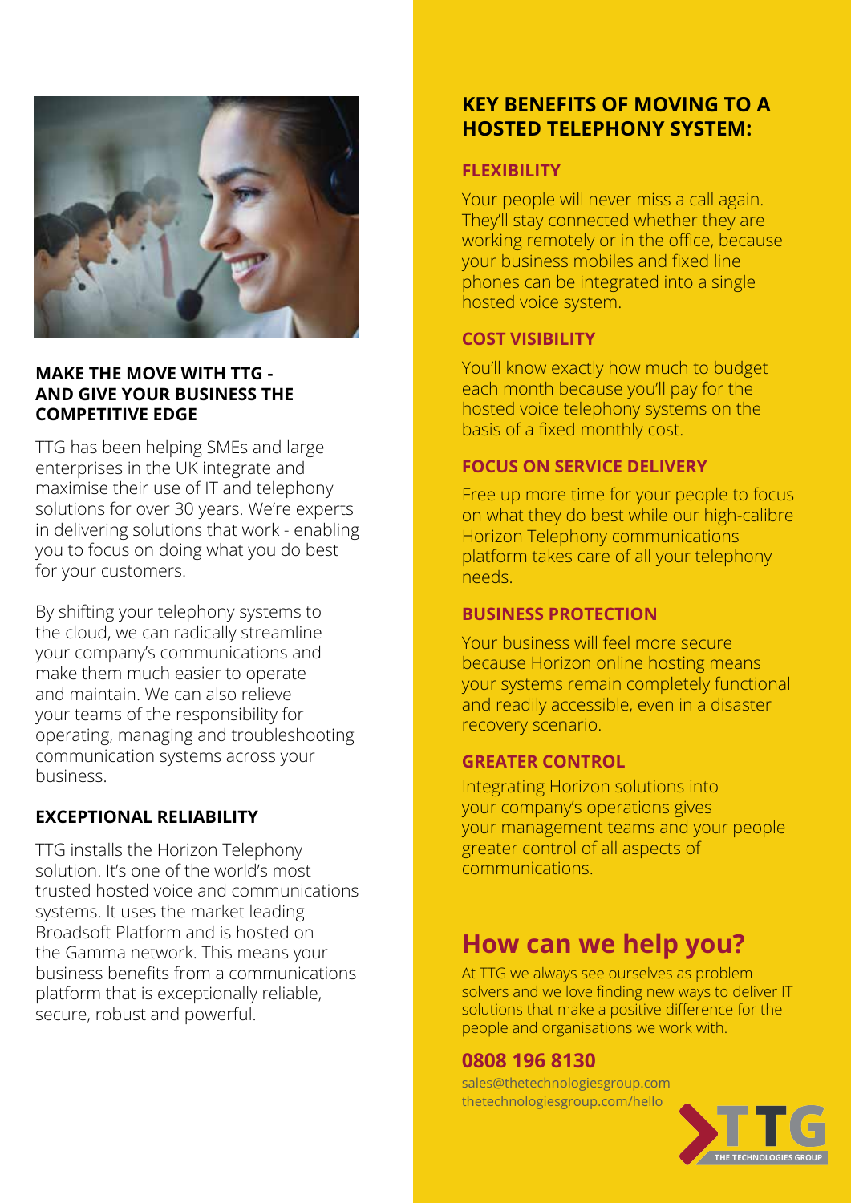## MAKE THE MOVE WITH TTG - AND GIVE YOUR BUSINESS THE COMPETITIVE EDGE

TTG has been helping SMEs and large enterprises in the UK integrate and maximise their use of IT and telephony solutions for over 30 years. We're experts in delivering solutions that work - enabling you to focus on doing what you do best for your customers.

By shifting your telephony systems to the cloud, we can radically streamline your company's communications and make them much easier to operate and maintain. We can also relieve your teams of the responsibility for operating, managing and troubleshooting communication systems across your business.

### EXCEPTIONAL RELIABILITY

TTG installs the Horizon Telephony solution. It's one of the world's most trusted hosted voice and communications systems. It uses the market leading Broadsoft Platform and is hosted on the Gamma network. This means your business benefits from a communications platform that is exceptionally reliable, secure, robust and powerful.

## KEY BENEFITS OF MOVING TO A HOSTED TELEPHONY SYSTEM:

### FLEXIBILITY

Your people will never miss a call again. They'll stay connected whether they are working remotely or in the office, because your business mobiles and fixed line phones can be integrated into a single hosted voice system.

### COST VISIBILITY

You'll know exactly how much to budget each month because you'll pay for the hosted voice telephony systems on the basis of a fixed monthly cost.

### FOCUS ON SERVICE DELIVERY

Free up more time for your people to focus on what they do best while our high-calibre Horizon Telephony communications platform takes care of all your telephony needs.

### BUSINESS PROTECTION

Your business will feel more secure because Horizon online hosting means your systems remain completely functional and readily accessible, even in a disaster recovery scenario.

### GREATER CONTROL

Integrating Horizon solutions into your company's operations gives your management teams and your people greater control of all aspects of communications.

## How can we help you?

At TTG we always see ourselves as problem solvers and we love finding new ways to deliver IT solutions that make a positive difference for the people and organisations we work with.

### 0808 196 8130

sales@thetechnologiesgroup.com
thetechnologiesgroup.com/hello

TTG THE TECHNOLOGIES GROUP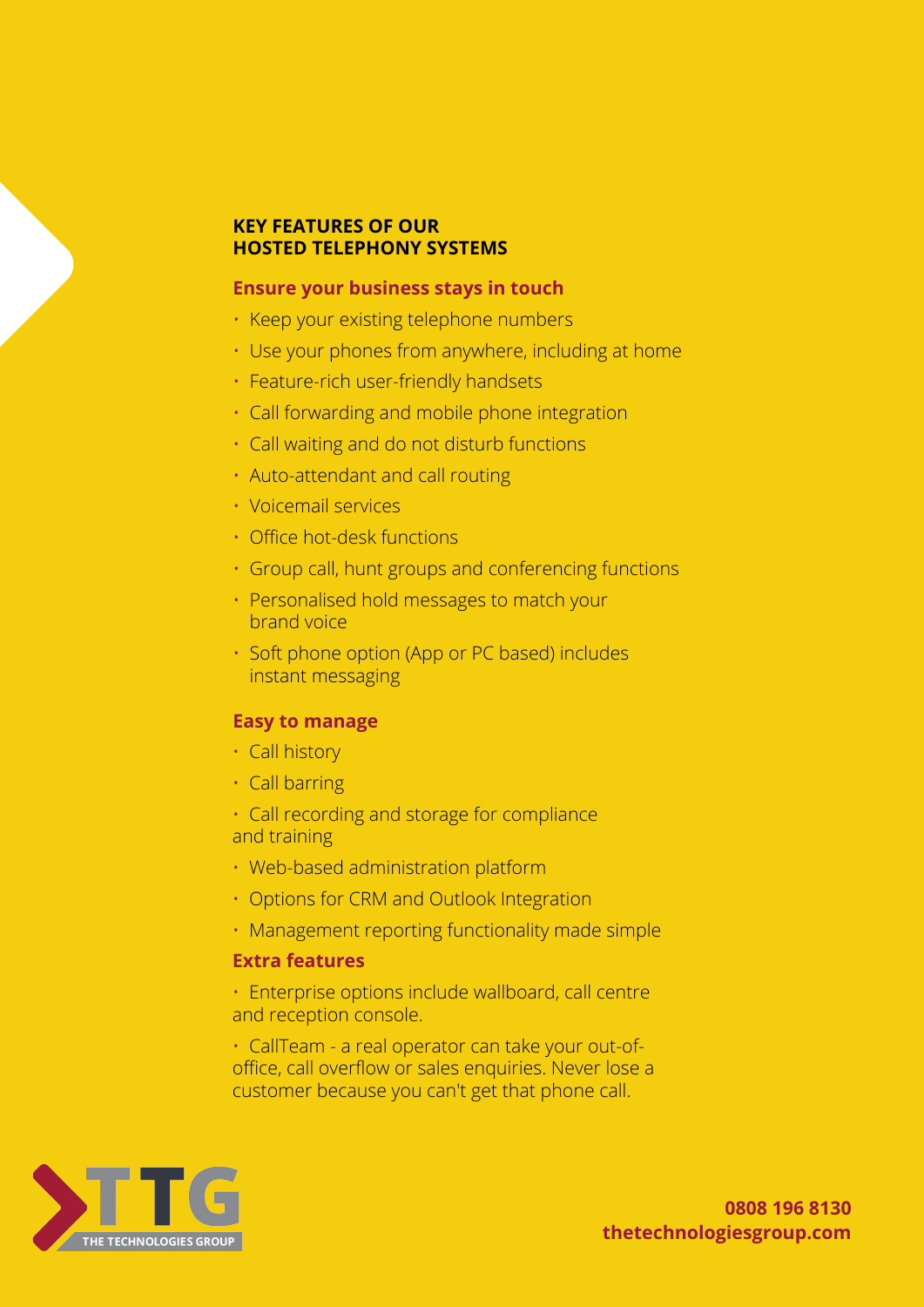## KEY FEATURES OF OUR HOSTED TELEPHONY SYSTEMS

### Ensure your business stays in touch

- Keep your existing telephone numbers
- Use your phones from anywhere, including at home
- Feature-rich user-friendly handsets
- Call forwarding and mobile phone integration
- Call waiting and do not disturb functions
- Auto-attendant and call routing
- Voicemail services
- Office hot-desk functions
- Group call, hunt groups and conferencing functions
- Personalised hold messages to match your brand voice
- Soft phone option (App or PC based) includes instant messaging

### Easy to manage

- Call history
- Call barring
- Call recording and storage for compliance and training
- Web-based administration platform
- Options for CRM and Outlook Integration
- Management reporting functionality made simple

### Extra features

- Enterprise options include wallboard, call centre and reception console.
- CallTeam - a real operator can take your out-of-office, call overflow or sales enquiries. Never lose a customer because you can't get that phone call.

TTG THE TECHNOLOGIES GROUP

**0808 196 8130**
**thetechnologiesgroup.com**